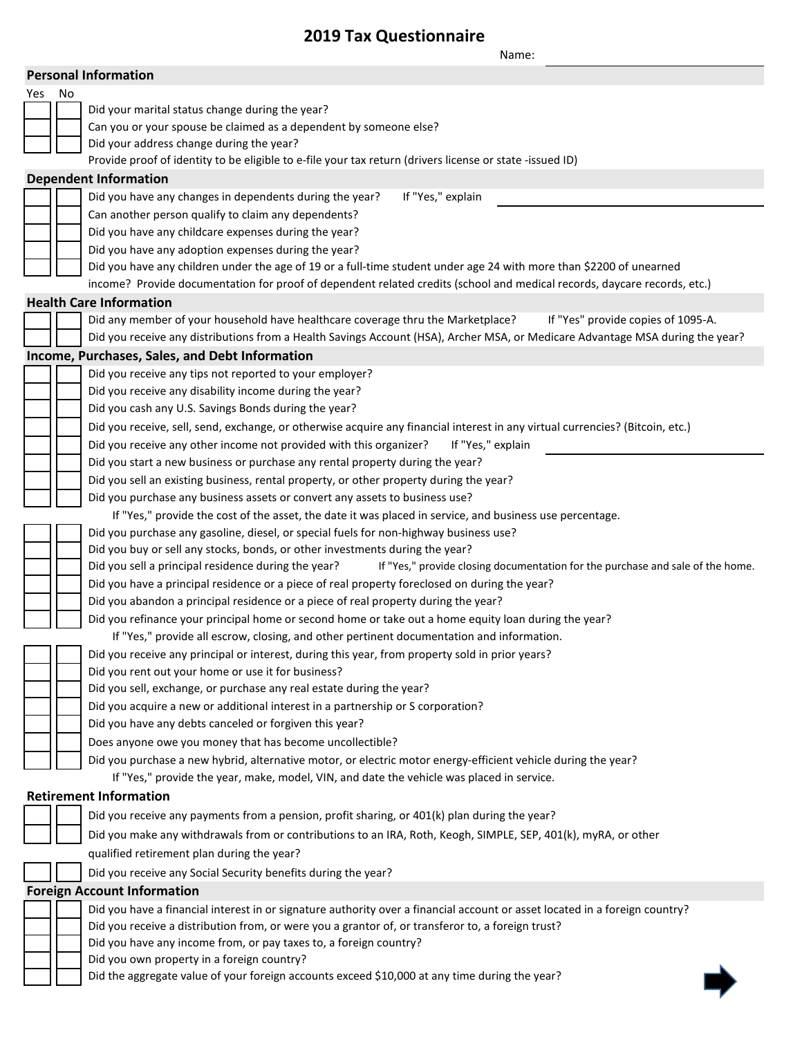# 2019 Tax Questionnaire

Name: ____________________

## Personal Information

| Yes | No | |
|---|---|---|
| ☐ | ☐ | Did your marital status change during the year? |
| ☐ | ☐ | Can you or your spouse be claimed as a dependent by someone else? |
| ☐ | ☐ | Did your address change during the year? |
| | | Provide proof of identity to be eligible to e-file your tax return (drivers license or state -issued ID) |

## Dependent Information

| Yes | No | |
|---|---|---|
| ☐ | ☐ | Did you have any changes in dependents during the year? If "Yes," explain ____________________ |
| ☐ | ☐ | Can another person qualify to claim any dependents? |
| ☐ | ☐ | Did you have any childcare expenses during the year? |
| ☐ | ☐ | Did you have any adoption expenses during the year? |
| ☐ | ☐ | Did you have any children under the age of 19 or a full-time student under age 24 with more than $2200 of unearned income? Provide documentation for proof of dependent related credits (school and medical records, daycare records, etc.) |

## Health Care Information

| Yes | No | |
|---|---|---|
| ☐ | ☐ | Did any member of your household have healthcare coverage thru the Marketplace? If "Yes" provide copies of 1095-A. |
| ☐ | ☐ | Did you receive any distributions from a Health Savings Account (HSA), Archer MSA, or Medicare Advantage MSA during the year? |

## Income, Purchases, Sales, and Debt Information

| Yes | No | |
|---|---|---|
| ☐ | ☐ | Did you receive any tips not reported to your employer? |
| ☐ | ☐ | Did you receive any disability income during the year? |
| ☐ | ☐ | Did you cash any U.S. Savings Bonds during the year? |
| ☐ | ☐ | Did you receive, sell, send, exchange, or otherwise acquire any financial interest in any virtual currencies? (Bitcoin, etc.) |
| ☐ | ☐ | Did you receive any other income not provided with this organizer? If "Yes," explain ____________________ |
| ☐ | ☐ | Did you start a new business or purchase any rental property during the year? |
| ☐ | ☐ | Did you sell an existing business, rental property, or other property during the year? |
| ☐ | ☐ | Did you purchase any business assets or convert any assets to business use? If "Yes," provide the cost of the asset, the date it was placed in service, and business use percentage. |
| ☐ | ☐ | Did you purchase any gasoline, diesel, or special fuels for non-highway business use? |
| ☐ | ☐ | Did you buy or sell any stocks, bonds, or other investments during the year? |
| ☐ | ☐ | Did you sell a principal residence during the year? If "Yes," provide closing documentation for the purchase and sale of the home. |
| ☐ | ☐ | Did you have a principal residence or a piece of real property foreclosed on during the year? |
| ☐ | ☐ | Did you abandon a principal residence or a piece of real property during the year? |
| ☐ | ☐ | Did you refinance your principal home or second home or take out a home equity loan during the year? If "Yes," provide all escrow, closing, and other pertinent documentation and information. |
| ☐ | ☐ | Did you receive any principal or interest, during this year, from property sold in prior years? |
| ☐ | ☐ | Did you rent out your home or use it for business? |
| ☐ | ☐ | Did you sell, exchange, or purchase any real estate during the year? |
| ☐ | ☐ | Did you acquire a new or additional interest in a partnership or S corporation? |
| ☐ | ☐ | Did you have any debts canceled or forgiven this year? |
| ☐ | ☐ | Does anyone owe you money that has become uncollectible? |
| ☐ | ☐ | Did you purchase a new hybrid, alternative motor, or electric motor energy-efficient vehicle during the year? If "Yes," provide the year, make, model, VIN, and date the vehicle was placed in service. |

## Retirement Information

| Yes | No | |
|---|---|---|
| ☐ | ☐ | Did you receive any payments from a pension, profit sharing, or 401(k) plan during the year? |
| ☐ | ☐ | Did you make any withdrawals from or contributions to an IRA, Roth, Keogh, SIMPLE, SEP, 401(k), myRA, or other qualified retirement plan during the year? |
| ☐ | ☐ | Did you receive any Social Security benefits during the year? |

## Foreign Account Information

| Yes | No | |
|---|---|---|
| ☐ | ☐ | Did you have a financial interest in or signature authority over a financial account or asset located in a foreign country? |
| ☐ | ☐ | Did you receive a distribution from, or were you a grantor of, or transferor to, a foreign trust? |
| ☐ | ☐ | Did you have any income from, or pay taxes to, a foreign country? |
| ☐ | ☐ | Did you own property in a foreign country? |
| ☐ | ☐ | Did the aggregate value of your foreign accounts exceed $10,000 at any time during the year? |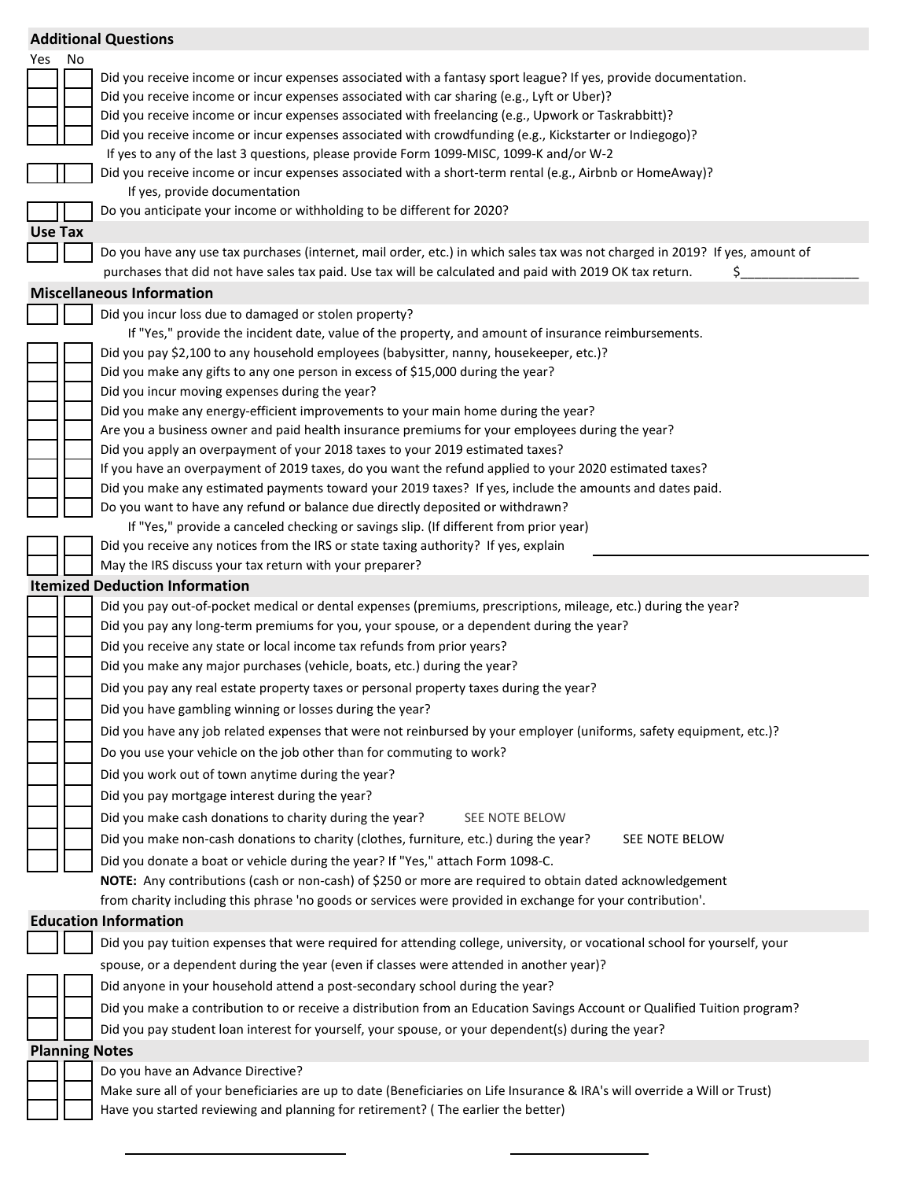## Additional Questions

| Yes | No | |
|---|---|---|
| | | Did you receive income or incur expenses associated with a fantasy sport league? If yes, provide documentation. |
| | | Did you receive income or incur expenses associated with car sharing (e.g., Lyft or Uber)? |
| | | Did you receive income or incur expenses associated with freelancing (e.g., Upwork or Taskrabbitt)? |
| | | Did you receive income or incur expenses associated with crowdfunding (e.g., Kickstarter or Indiegogo)? If yes to any of the last 3 questions, please provide Form 1099-MISC, 1099-K and/or W-2 |
| | | Did you receive income or incur expenses associated with a short-term rental (e.g., Airbnb or HomeAway)? If yes, provide documentation |
| | | Do you anticipate your income or withholding to be different for 2020? |

## Use Tax

| Yes | No | |
|---|---|---|
| | | Do you have any use tax purchases (internet, mail order, etc.) in which sales tax was not charged in 2019? If yes, amount of purchases that did not have sales tax paid. Use tax will be calculated and paid with 2019 OK tax return. $________________ |

## Miscellaneous Information

| Yes | No | |
|---|---|---|
| | | Did you incur loss due to damaged or stolen property? If "Yes," provide the incident date, value of the property, and amount of insurance reimbursements. |
| | | Did you pay $2,100 to any household employees (babysitter, nanny, housekeeper, etc.)? |
| | | Did you make any gifts to any one person in excess of $15,000 during the year? |
| | | Did you incur moving expenses during the year? |
| | | Did you make any energy-efficient improvements to your main home during the year? |
| | | Are you a business owner and paid health insurance premiums for your employees during the year? |
| | | Did you apply an overpayment of your 2018 taxes to your 2019 estimated taxes? |
| | | If you have an overpayment of 2019 taxes, do you want the refund applied to your 2020 estimated taxes? |
| | | Did you make any estimated payments toward your 2019 taxes? If yes, include the amounts and dates paid. |
| | | Do you want to have any refund or balance due directly deposited or withdrawn? If "Yes," provide a canceled checking or savings slip. (If different from prior year) |
| | | Did you receive any notices from the IRS or state taxing authority? If yes, explain ________________ |
| | | May the IRS discuss your tax return with your preparer? |

## Itemized Deduction Information

| Yes | No | |
|---|---|---|
| | | Did you pay out-of-pocket medical or dental expenses (premiums, prescriptions, mileage, etc.) during the year? |
| | | Did you pay any long-term premiums for you, your spouse, or a dependent during the year? |
| | | Did you receive any state or local income tax refunds from prior years? |
| | | Did you make any major purchases (vehicle, boats, etc.) during the year? |
| | | Did you pay any real estate property taxes or personal property taxes during the year? |
| | | Did you have gambling winning or losses during the year? |
| | | Did you have any job related expenses that were not reinbursed by your employer (uniforms, safety equipment, etc.)? |
| | | Do you use your vehicle on the job other than for commuting to work? |
| | | Did you work out of town anytime during the year? |
| | | Did you pay mortgage interest during the year? |
| | | Did you make cash donations to charity during the year? SEE NOTE BELOW |
| | | Did you make non-cash donations to charity (clothes, furniture, etc.) during the year? SEE NOTE BELOW |
| | | Did you donate a boat or vehicle during the year? If "Yes," attach Form 1098-C. |

**NOTE:** Any contributions (cash or non-cash) of $250 or more are required to obtain dated acknowledgement from charity including this phrase 'no goods or services were provided in exchange for your contribution'.

## Education Information

| Yes | No | |
|---|---|---|
| | | Did you pay tuition expenses that were required for attending college, university, or vocational school for yourself, your spouse, or a dependent during the year (even if classes were attended in another year)? |
| | | Did anyone in your household attend a post-secondary school during the year? |
| | | Did you make a contribution to or receive a distribution from an Education Savings Account or Qualified Tuition program? |
| | | Did you pay student loan interest for yourself, your spouse, or your dependent(s) during the year? |

## Planning Notes

| Yes | No | |
|---|---|---|
| | | Do you have an Advance Directive? |
| | | Make sure all of your beneficiaries are up to date (Beneficiaries on Life Insurance & IRA's will override a Will or Trust) |
| | | Have you started reviewing and planning for retirement? ( The earlier the better) |

________________________________          ________________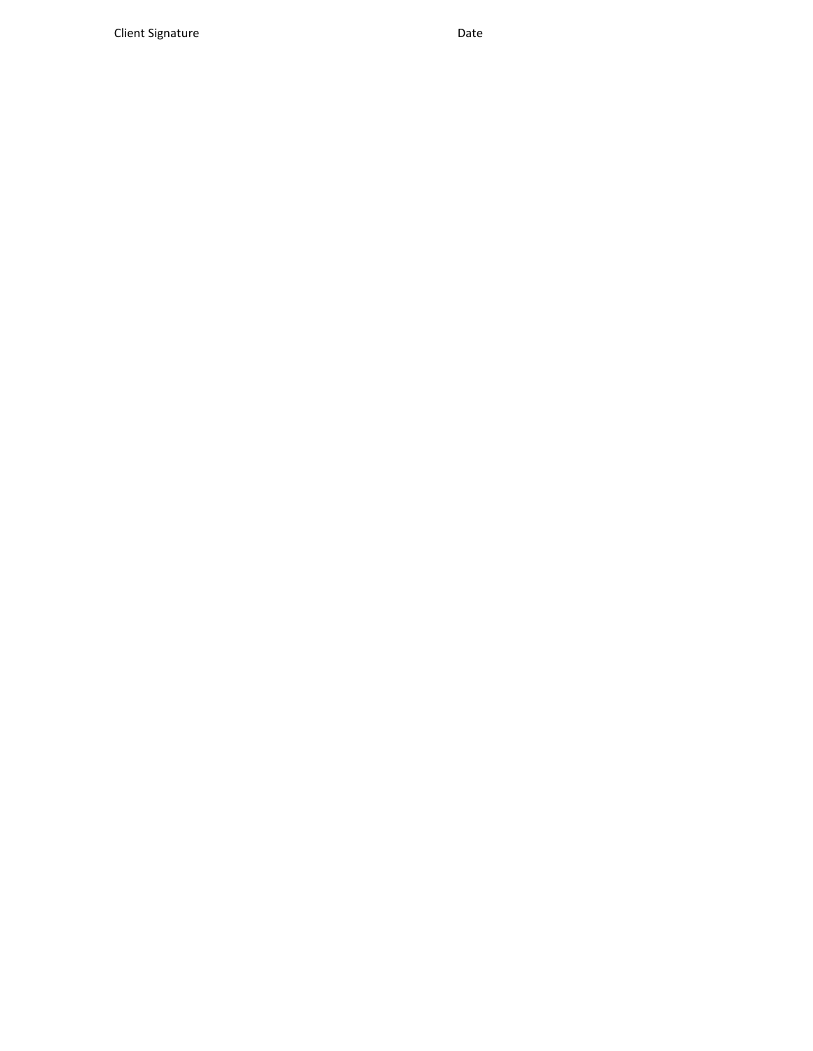Client Signature Date